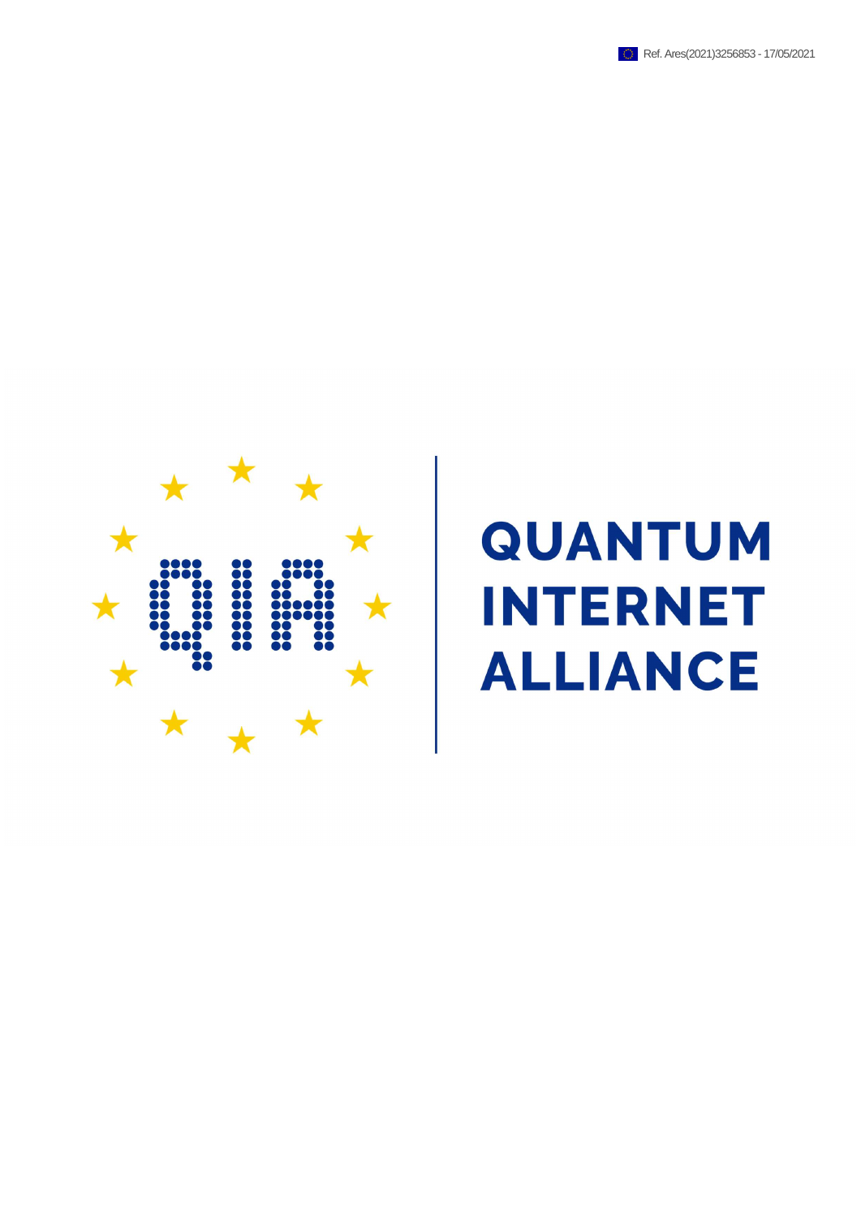Ref. Ares(2021)3256853 - 17/05/2021

# QUANTUM INTERNET ALLIANCE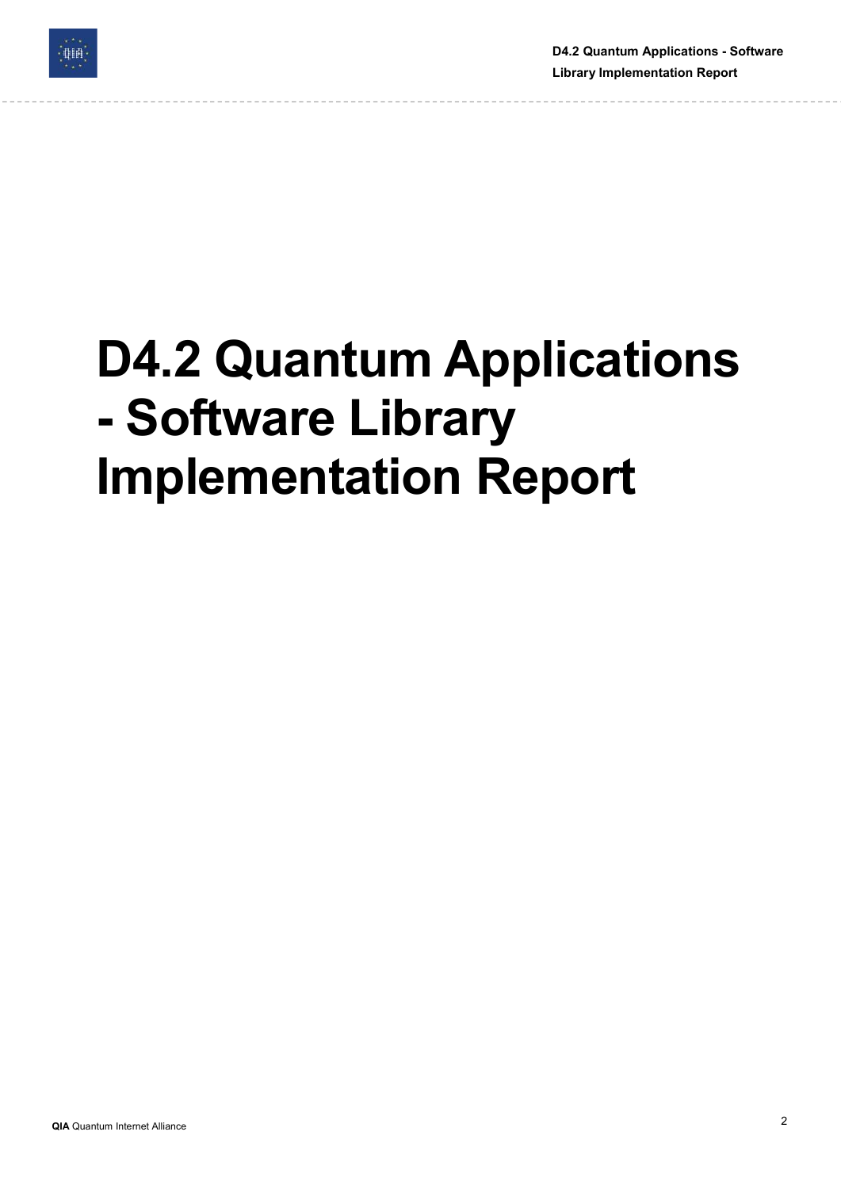# D4.2 Quantum Applications - Software Library Implementation Report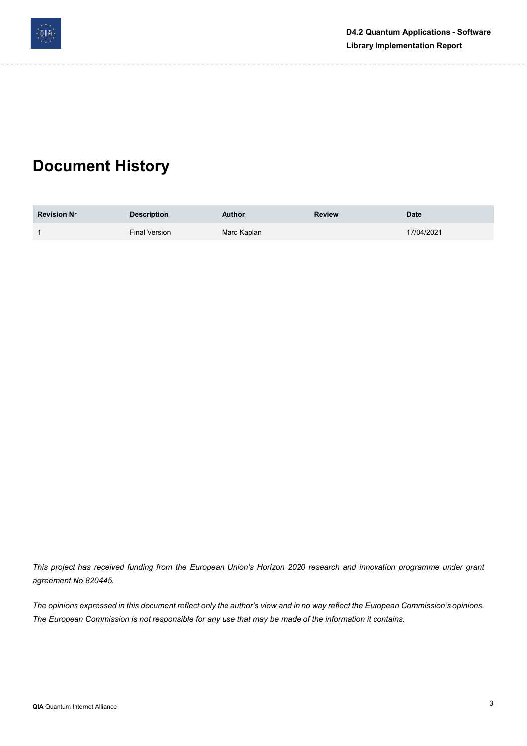# Document History

| Revision Nr | Description | Author | Review | Date |
|---|---|---|---|---|
| 1 | Final Version | Marc Kaplan | | 17/04/2021 |

*This project has received funding from the European Union's Horizon 2020 research and innovation programme under grant agreement No 820445.*

*The opinions expressed in this document reflect only the author's view and in no way reflect the European Commission's opinions. The European Commission is not responsible for any use that may be made of the information it contains.*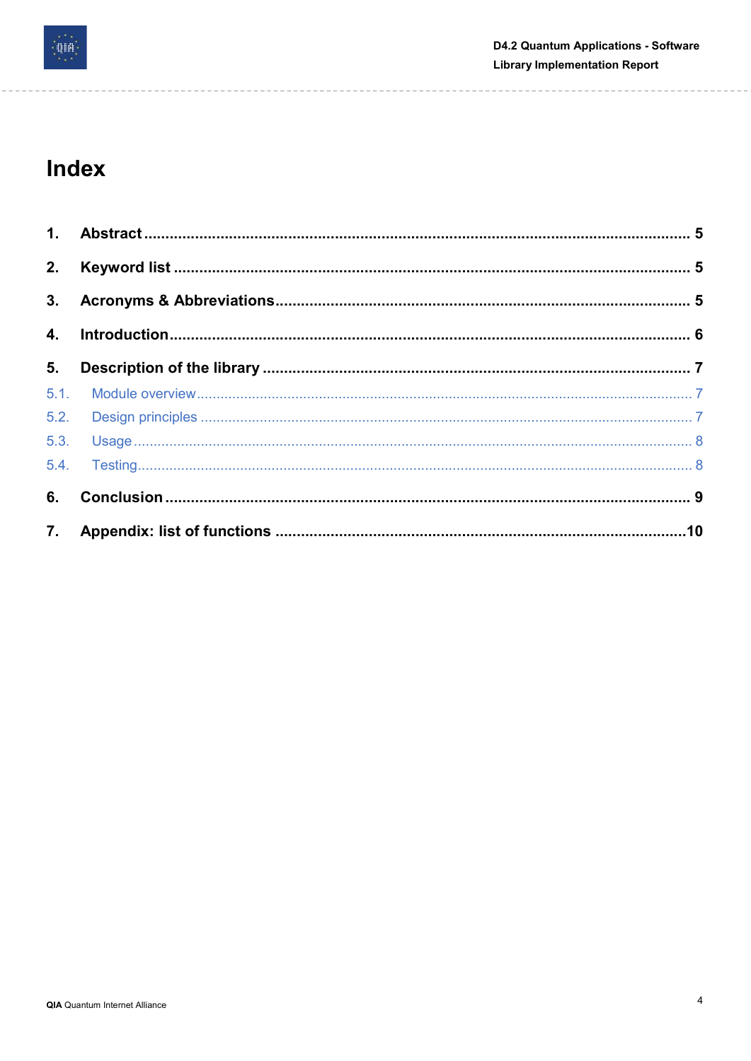# Index

1. **Abstract** ........................................................................................................................ 5
2. **Keyword list** ................................................................................................................. 5
3. **Acronyms & Abbreviations** .......................................................................................... 5
4. **Introduction** .................................................................................................................. 6
5. **Description of the library** ............................................................................................ 7
   - 5.1. Module overview ...................................................................................................... 7
   - 5.2. Design principles ...................................................................................................... 7
   - 5.3. Usage ........................................................................................................................ 8
   - 5.4. Testing ...................................................................................................................... 8
6. **Conclusion** .................................................................................................................... 9
7. **Appendix: list of functions** ........................................................................................ 10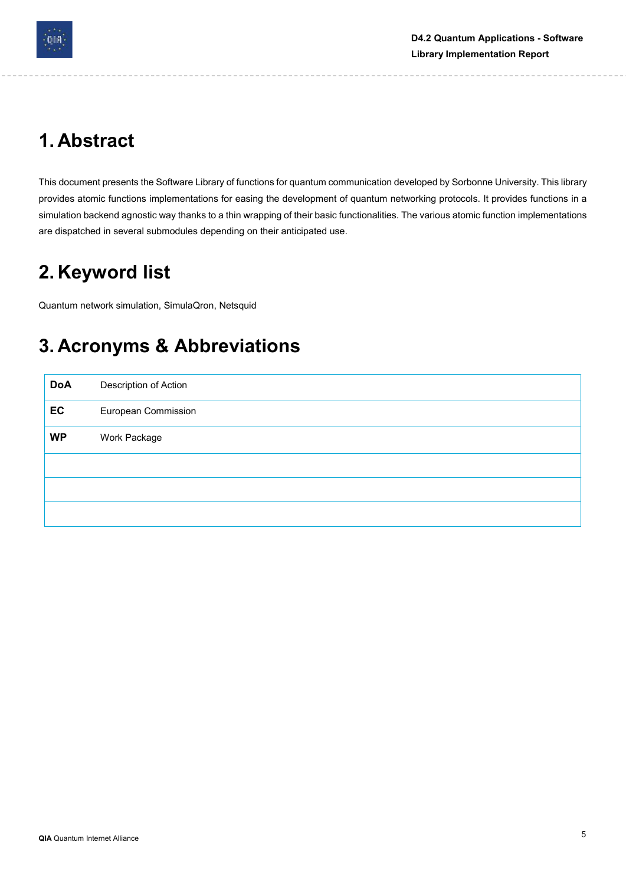# 1. Abstract

This document presents the Software Library of functions for quantum communication developed by Sorbonne University. This library provides atomic functions implementations for easing the development of quantum networking protocols. It provides functions in a simulation backend agnostic way thanks to a thin wrapping of their basic functionalities. The various atomic function implementations are dispatched in several submodules depending on their anticipated use.

# 2. Keyword list

Quantum network simulation, SimulaQron, Netsquid

# 3. Acronyms & Abbreviations

| | |
|---|---|
| **DoA** | Description of Action |
| **EC** | European Commission |
| **WP** | Work Package |
| | |
| | |
| | |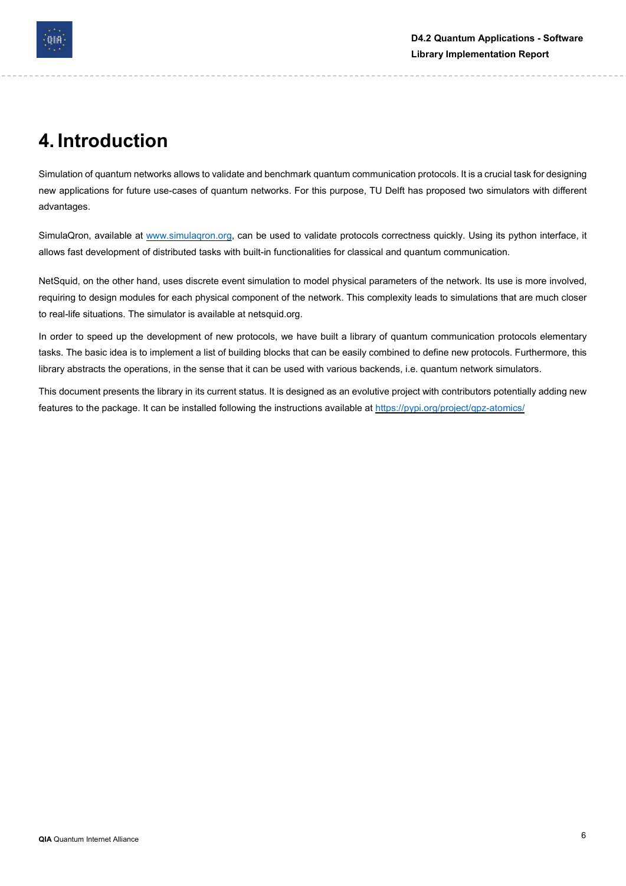# 4. Introduction

Simulation of quantum networks allows to validate and benchmark quantum communication protocols. It is a crucial task for designing new applications for future use-cases of quantum networks. For this purpose, TU Delft has proposed two simulators with different advantages.

SimulaQron, available at [www.simulaqron.org](www.simulaqron.org), can be used to validate protocols correctness quickly. Using its python interface, it allows fast development of distributed tasks with built-in functionalities for classical and quantum communication.

NetSquid, on the other hand, uses discrete event simulation to model physical parameters of the network. Its use is more involved, requiring to design modules for each physical component of the network. This complexity leads to simulations that are much closer to real-life situations. The simulator is available at netsquid.org.

In order to speed up the development of new protocols, we have built a library of quantum communication protocols elementary tasks. The basic idea is to implement a list of building blocks that can be easily combined to define new protocols. Furthermore, this library abstracts the operations, in the sense that it can be used with various backends, i.e. quantum network simulators.

This document presents the library in its current status. It is designed as an evolutive project with contributors potentially adding new features to the package. It can be installed following the instructions available at [https://pypi.org/project/qpz-atomics/](https://pypi.org/project/qpz-atomics/)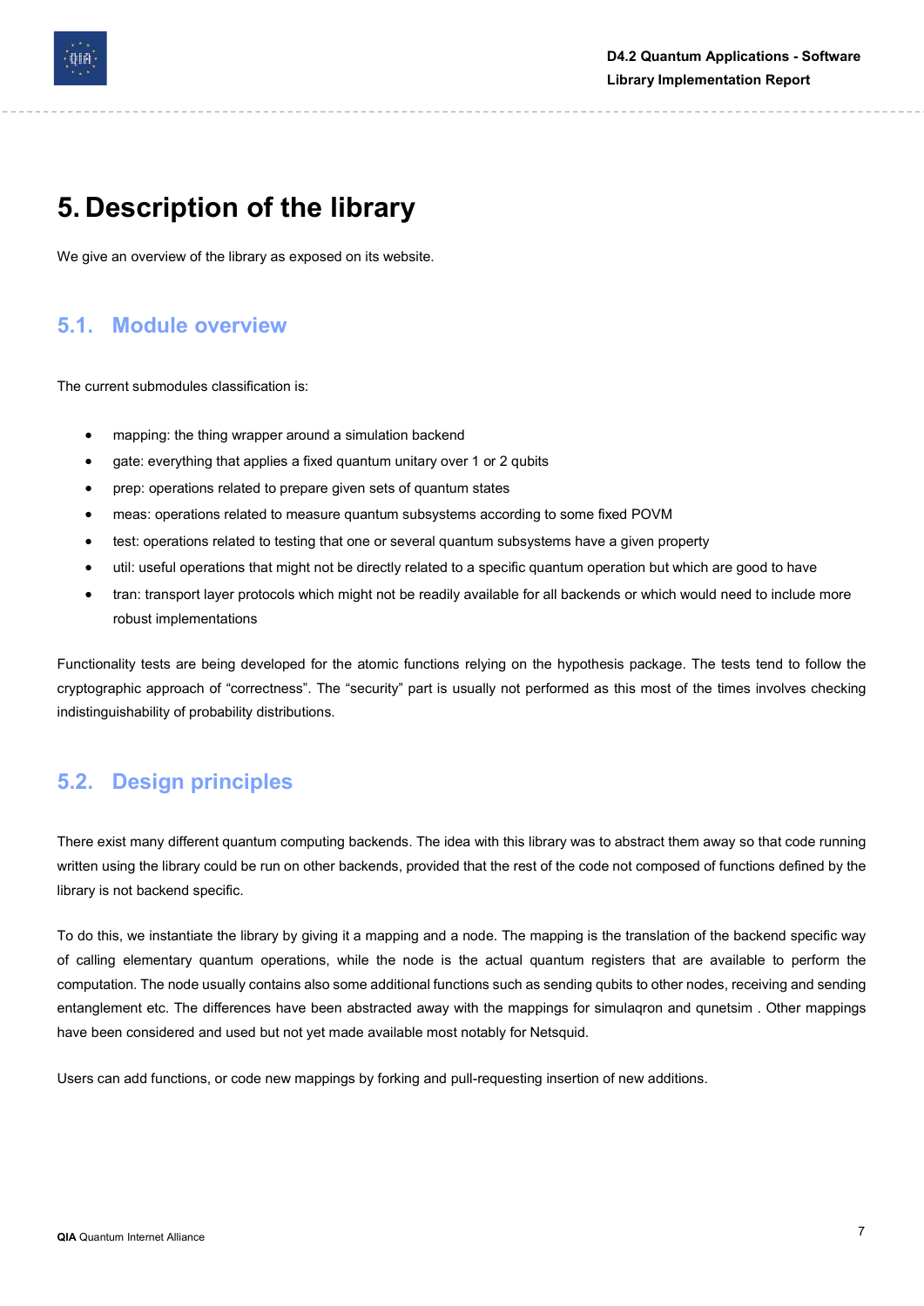# 5. Description of the library

We give an overview of the library as exposed on its website.

## 5.1. Module overview

The current submodules classification is:

- mapping: the thing wrapper around a simulation backend
- gate: everything that applies a fixed quantum unitary over 1 or 2 qubits
- prep: operations related to prepare given sets of quantum states
- meas: operations related to measure quantum subsystems according to some fixed POVM
- test: operations related to testing that one or several quantum subsystems have a given property
- util: useful operations that might not be directly related to a specific quantum operation but which are good to have
- tran: transport layer protocols which might not be readily available for all backends or which would need to include more robust implementations

Functionality tests are being developed for the atomic functions relying on the hypothesis package. The tests tend to follow the cryptographic approach of “correctness”. The “security” part is usually not performed as this most of the times involves checking indistinguishability of probability distributions.

## 5.2. Design principles

There exist many different quantum computing backends. The idea with this library was to abstract them away so that code running written using the library could be run on other backends, provided that the rest of the code not composed of functions defined by the library is not backend specific.

To do this, we instantiate the library by giving it a mapping and a node. The mapping is the translation of the backend specific way of calling elementary quantum operations, while the node is the actual quantum registers that are available to perform the computation. The node usually contains also some additional functions such as sending qubits to other nodes, receiving and sending entanglement etc. The differences have been abstracted away with the mappings for simulaqron and qunetsim . Other mappings have been considered and used but not yet made available most notably for Netsquid.

Users can add functions, or code new mappings by forking and pull-requesting insertion of new additions.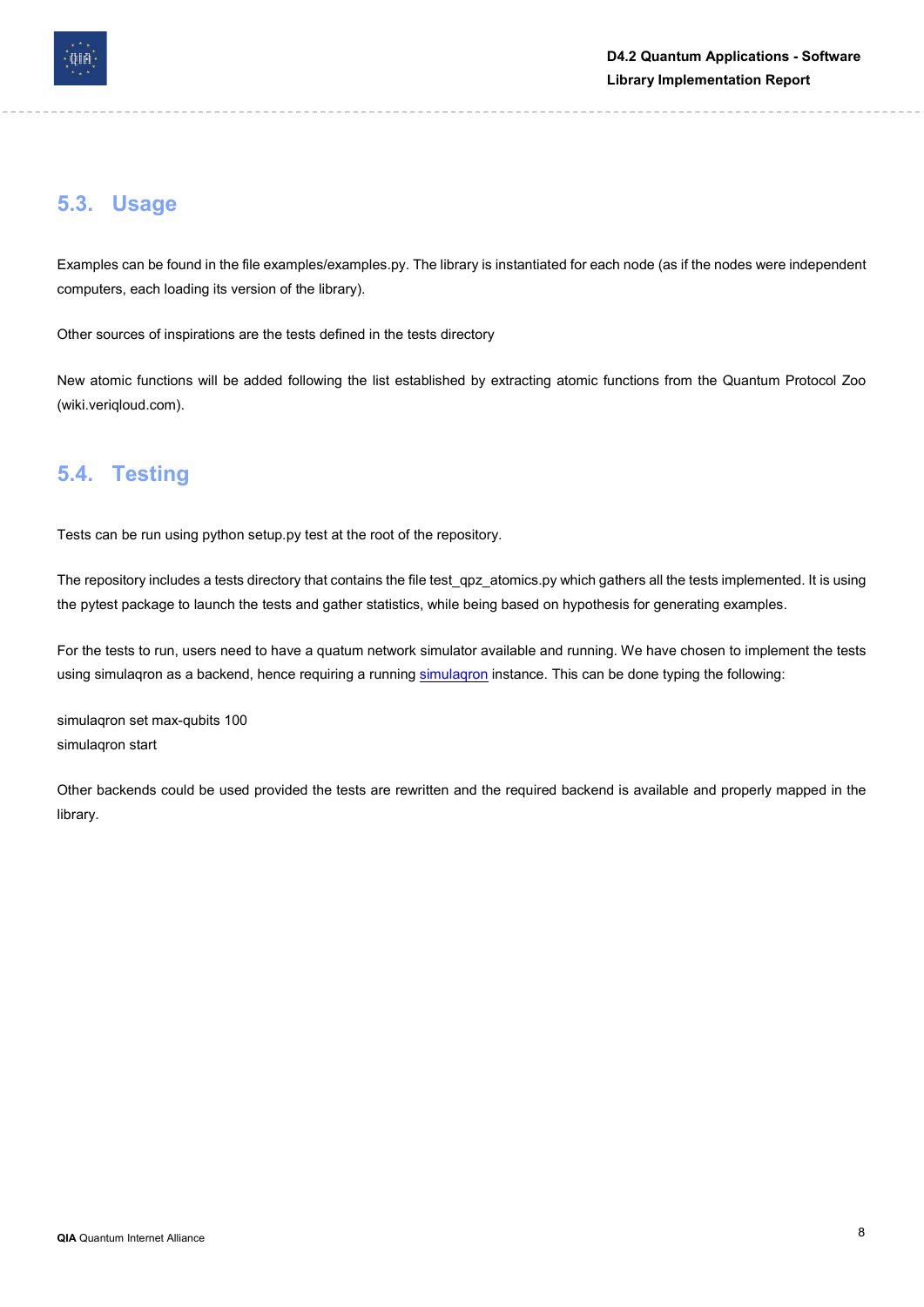## 5.3. Usage

Examples can be found in the file examples/examples.py. The library is instantiated for each node (as if the nodes were independent computers, each loading its version of the library).

Other sources of inspirations are the tests defined in the tests directory

New atomic functions will be added following the list established by extracting atomic functions from the Quantum Protocol Zoo (wiki.veriqloud.com).

## 5.4. Testing

Tests can be run using python setup.py test at the root of the repository.

The repository includes a tests directory that contains the file test_qpz_atomics.py which gathers all the tests implemented. It is using the pytest package to launch the tests and gather statistics, while being based on hypothesis for generating examples.

For the tests to run, users need to have a quatum network simulator available and running. We have chosen to implement the tests using simulaqron as a backend, hence requiring a running simulaqron instance. This can be done typing the following:

```
simulaqron set max-qubits 100
simulaqron start
```

Other backends could be used provided the tests are rewritten and the required backend is available and properly mapped in the library.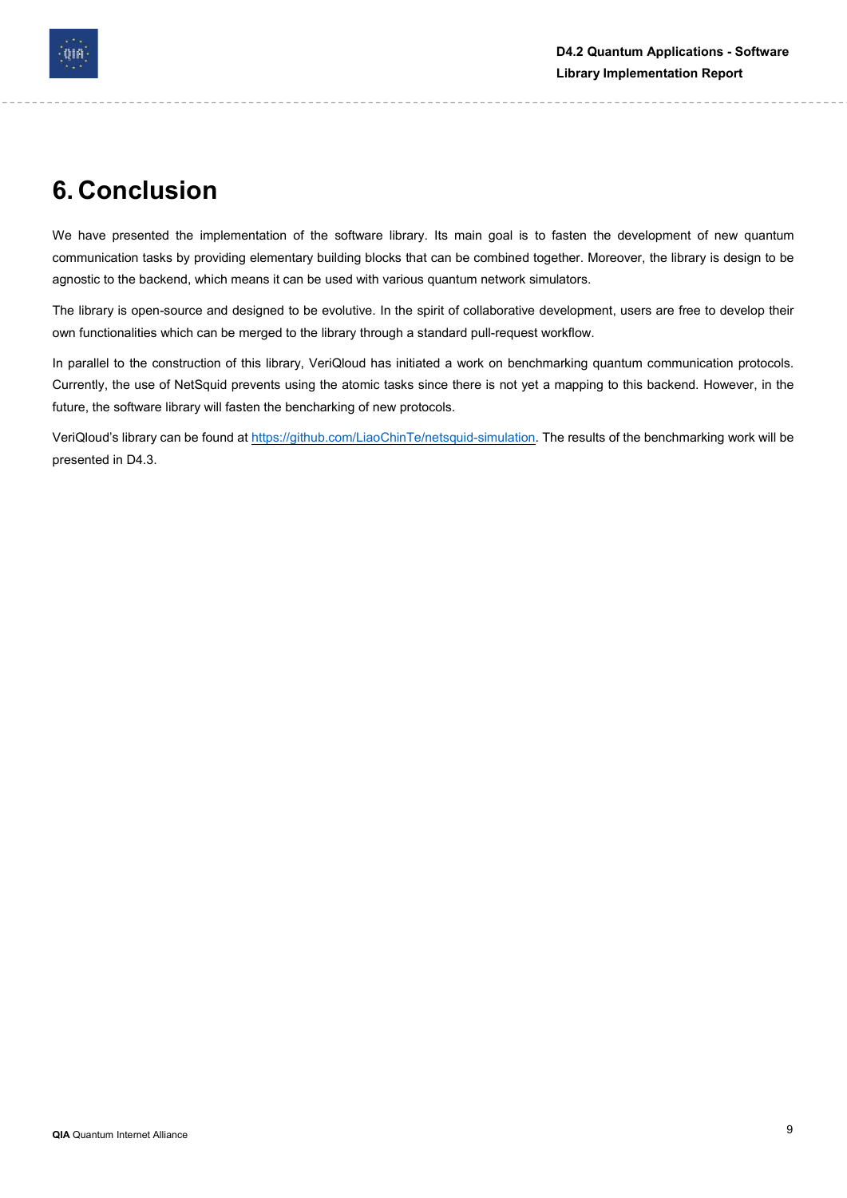# 6. Conclusion

We have presented the implementation of the software library. Its main goal is to fasten the development of new quantum communication tasks by providing elementary building blocks that can be combined together. Moreover, the library is design to be agnostic to the backend, which means it can be used with various quantum network simulators.

The library is open-source and designed to be evolutive. In the spirit of collaborative development, users are free to develop their own functionalities which can be merged to the library through a standard pull-request workflow.

In parallel to the construction of this library, VeriQloud has initiated a work on benchmarking quantum communication protocols. Currently, the use of NetSquid prevents using the atomic tasks since there is not yet a mapping to this backend. However, in the future, the software library will fasten the bencharking of new protocols.

VeriQloud's library can be found at [https://github.com/LiaoChinTe/netsquid-simulation](https://github.com/LiaoChinTe/netsquid-simulation). The results of the benchmarking work will be presented in D4.3.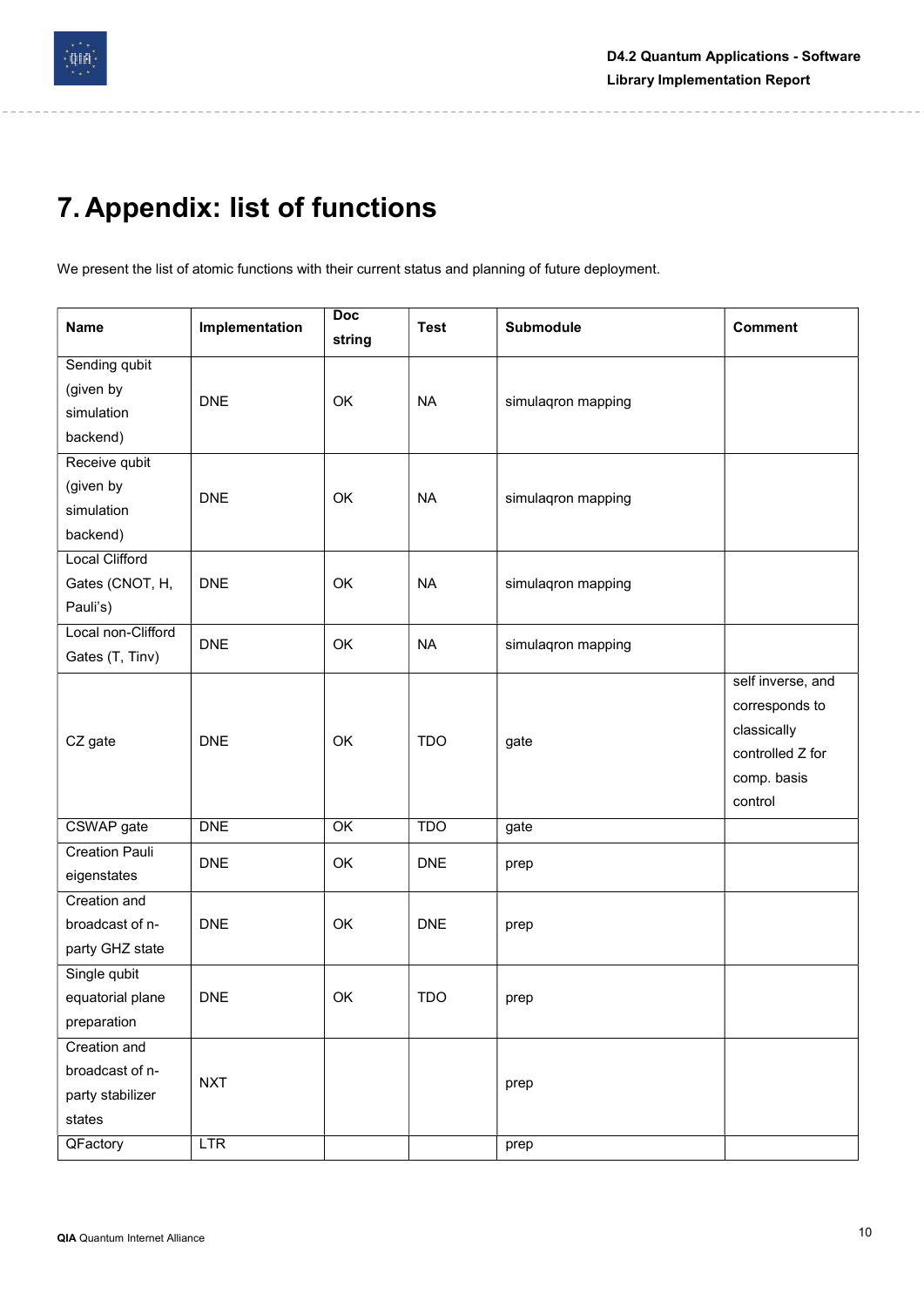# 7. Appendix: list of functions

We present the list of atomic functions with their current status and planning of future deployment.

| Name | Implementation | Doc string | Test | Submodule | Comment |
|---|---|---|---|---|---|
| Sending qubit (given by simulation backend) | DNE | OK | NA | simulaqron mapping | |
| Receive qubit (given by simulation backend) | DNE | OK | NA | simulaqron mapping | |
| Local Clifford Gates (CNOT, H, Pauli's) | DNE | OK | NA | simulaqron mapping | |
| Local non-Clifford Gates (T, Tinv) | DNE | OK | NA | simulaqron mapping | |
| CZ gate | DNE | OK | TDO | gate | self inverse, and corresponds to classically controlled Z for comp. basis control |
| CSWAP gate | DNE | OK | TDO | gate | |
| Creation Pauli eigenstates | DNE | OK | DNE | prep | |
| Creation and broadcast of n-party GHZ state | DNE | OK | DNE | prep | |
| Single qubit equatorial plane preparation | DNE | OK | TDO | prep | |
| Creation and broadcast of n-party stabilizer states | NXT | | | prep | |
| QFactory | LTR | | | prep | |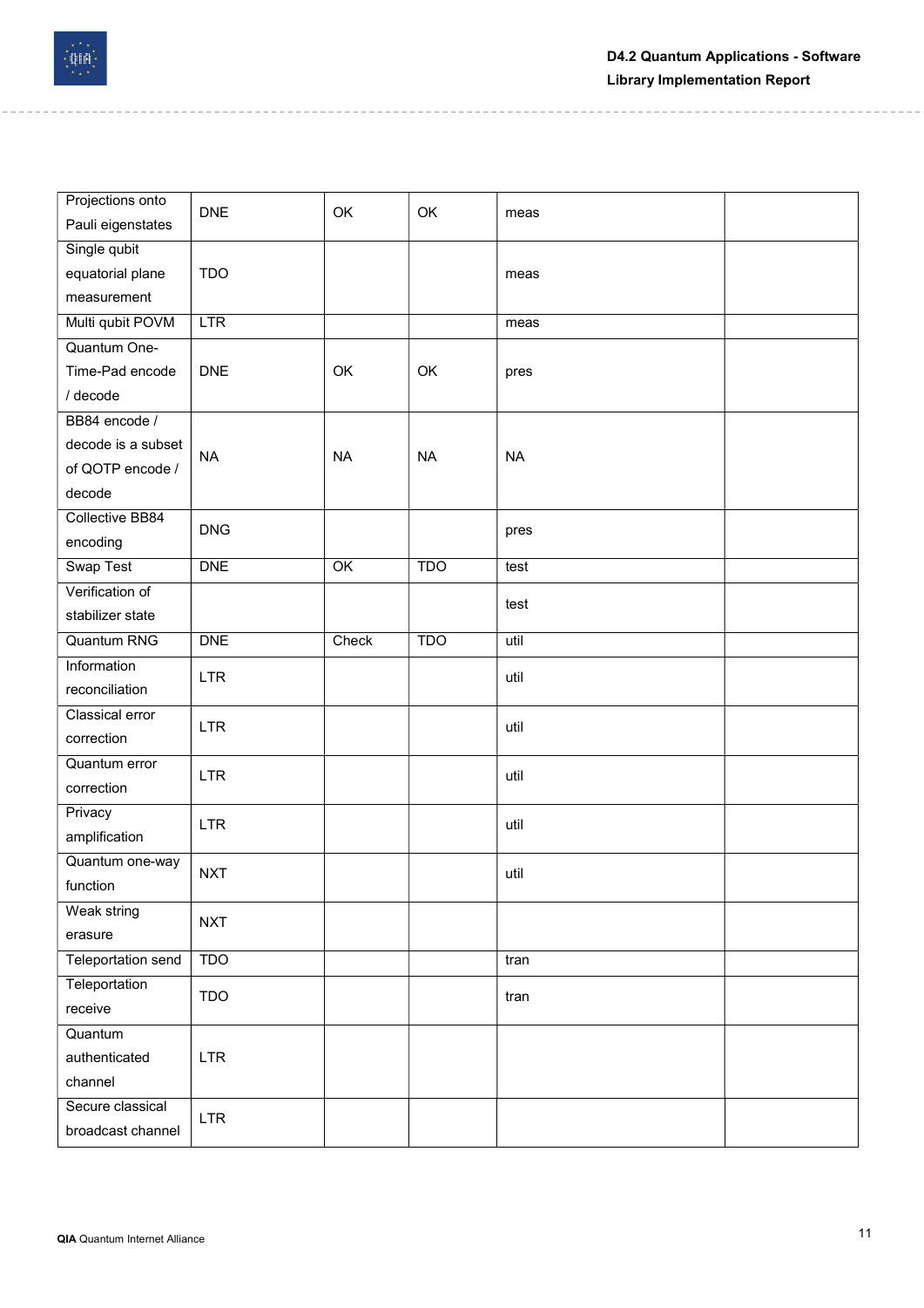| | | | | | |
|---|---|---|---|---|---|
| Projections onto Pauli eigenstates | DNE | OK | OK | meas | |
| Single qubit equatorial plane measurement | TDO | | | meas | |
| Multi qubit POVM | LTR | | | meas | |
| Quantum One-Time-Pad encode / decode | DNE | OK | OK | pres | |
| BB84 encode / decode is a subset of QOTP encode / decode | NA | NA | NA | NA | |
| Collective BB84 encoding | DNG | | | pres | |
| Swap Test | DNE | OK | TDO | test | |
| Verification of stabilizer state | | | | test | |
| Quantum RNG | DNE | Check | TDO | util | |
| Information reconciliation | LTR | | | util | |
| Classical error correction | LTR | | | util | |
| Quantum error correction | LTR | | | util | |
| Privacy amplification | LTR | | | util | |
| Quantum one-way function | NXT | | | util | |
| Weak string erasure | NXT | | | | |
| Teleportation send | TDO | | | tran | |
| Teleportation receive | TDO | | | tran | |
| Quantum authenticated channel | LTR | | | | |
| Secure classical broadcast channel | LTR | | | | |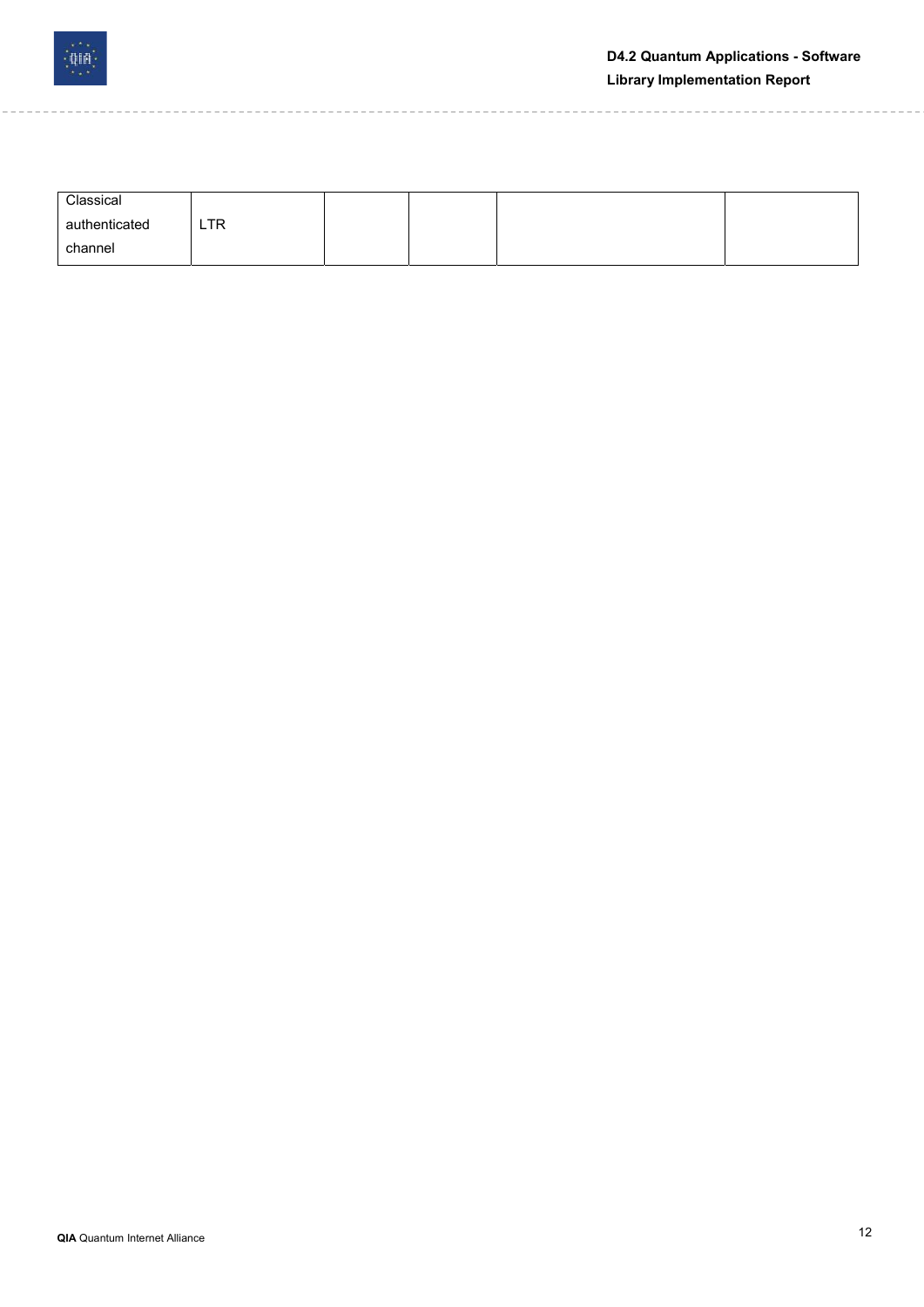| | | | | | |
|---|---|---|---|---|---|
| Classical authenticated channel | LTR | | | | |